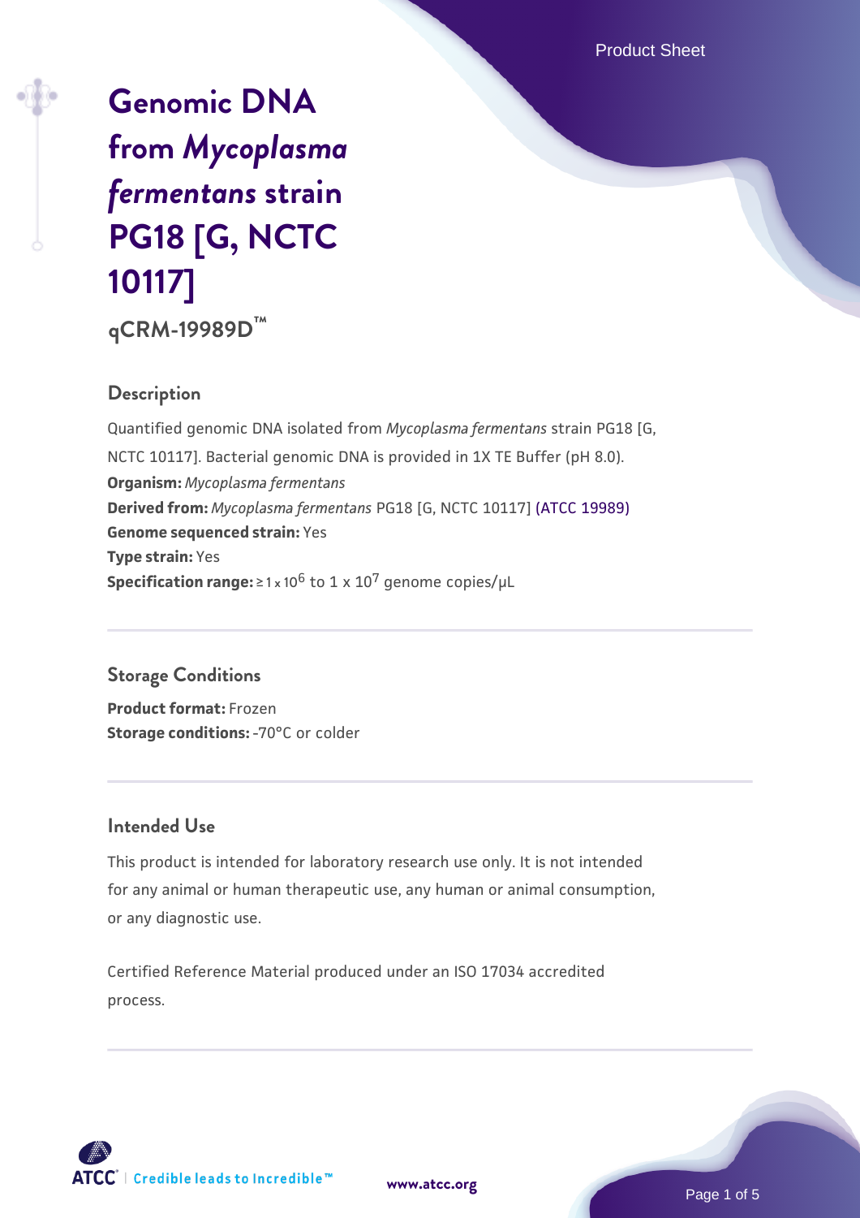# Genomic DNA from *Mycoplasma fermentans* strain PG18 [G, NCTC 10117]

## qCRM-19989D™

### Description

Quantified genomic DNA isolated from *Mycoplasma fermentans* strain PG18 [G, NCTC 10117]. Bacterial genomic DNA is provided in 1X TE Buffer (pH 8.0).

**Organism:** *Mycoplasma fermentans*

**Derived from:** *Mycoplasma fermentans* PG18 [G, NCTC 10117] (ATCC 19989)

**Genome sequenced strain:** Yes

**Type strain:** Yes

**Specification range:** $\geq 1 \times 10^6$ to $1 \times 10^7$ genome copies/µL

### Storage Conditions

**Product format:** Frozen

**Storage conditions:** -70°C or colder

### Intended Use

This product is intended for laboratory research use only. It is not intended for any animal or human therapeutic use, any human or animal consumption, or any diagnostic use.

Certified Reference Material produced under an ISO 17034 accredited process.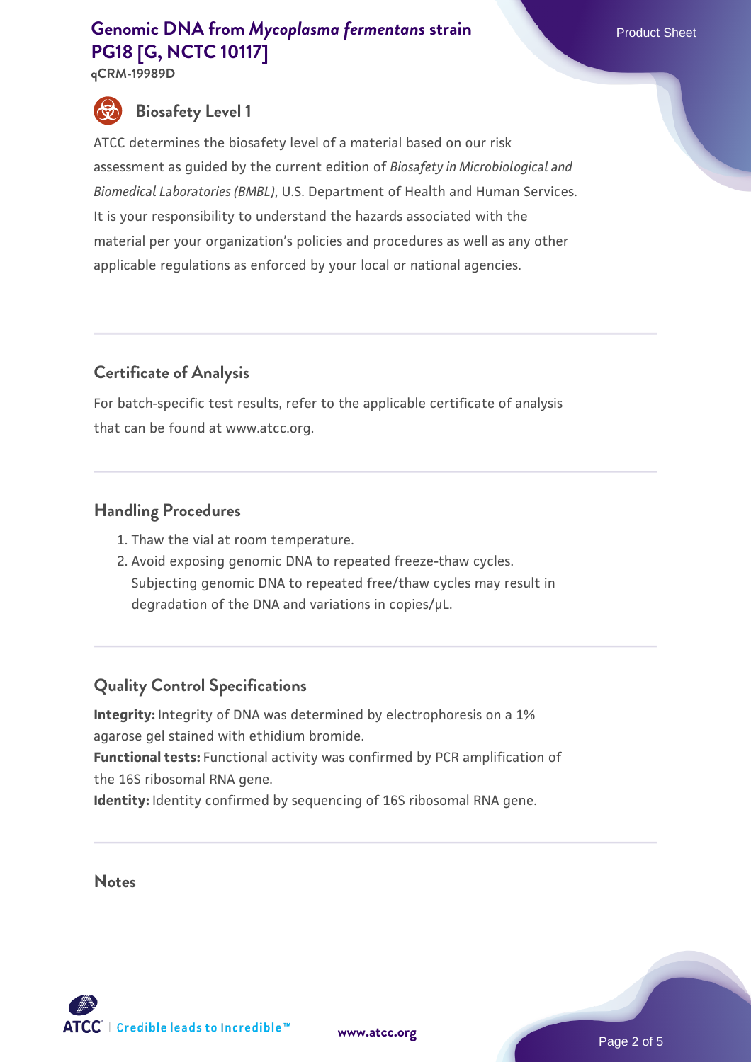## Biosafety Level 1

ATCC determines the biosafety level of a material based on our risk assessment as guided by the current edition of *Biosafety in Microbiological and Biomedical Laboratories (BMBL)*, U.S. Department of Health and Human Services. It is your responsibility to understand the hazards associated with the material per your organization's policies and procedures as well as any other applicable regulations as enforced by your local or national agencies.

## Certificate of Analysis

For batch-specific test results, refer to the applicable certificate of analysis that can be found at www.atcc.org.

## Handling Procedures

1. Thaw the vial at room temperature.
2. Avoid exposing genomic DNA to repeated freeze-thaw cycles. Subjecting genomic DNA to repeated free/thaw cycles may result in degradation of the DNA and variations in copies/µL.

## Quality Control Specifications

**Integrity:** Integrity of DNA was determined by electrophoresis on a 1% agarose gel stained with ethidium bromide.
**Functional tests:** Functional activity was confirmed by PCR amplification of the 16S ribosomal RNA gene.
**Identity:** Identity confirmed by sequencing of 16S ribosomal RNA gene.

## Notes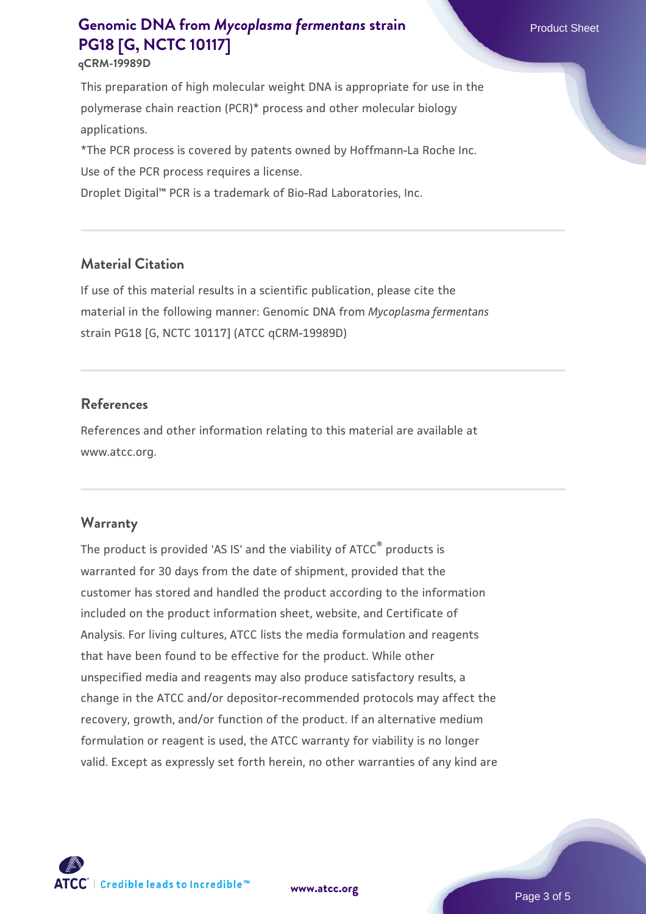This preparation of high molecular weight DNA is appropriate for use in the polymerase chain reaction (PCR)* process and other molecular biology applications.

*The PCR process is covered by patents owned by Hoffmann-La Roche Inc. Use of the PCR process requires a license.

Droplet Digital™ PCR is a trademark of Bio-Rad Laboratories, Inc.

## Material Citation

If use of this material results in a scientific publication, please cite the material in the following manner: Genomic DNA from *Mycoplasma fermentans* strain PG18 [G, NCTC 10117] (ATCC qCRM-19989D)

## References

References and other information relating to this material are available at www.atcc.org.

## Warranty

The product is provided 'AS IS' and the viability of ATCC® products is warranted for 30 days from the date of shipment, provided that the customer has stored and handled the product according to the information included on the product information sheet, website, and Certificate of Analysis. For living cultures, ATCC lists the media formulation and reagents that have been found to be effective for the product. While other unspecified media and reagents may also produce satisfactory results, a change in the ATCC and/or depositor-recommended protocols may affect the recovery, growth, and/or function of the product. If an alternative medium formulation or reagent is used, the ATCC warranty for viability is no longer valid. Except as expressly set forth herein, no other warranties of any kind are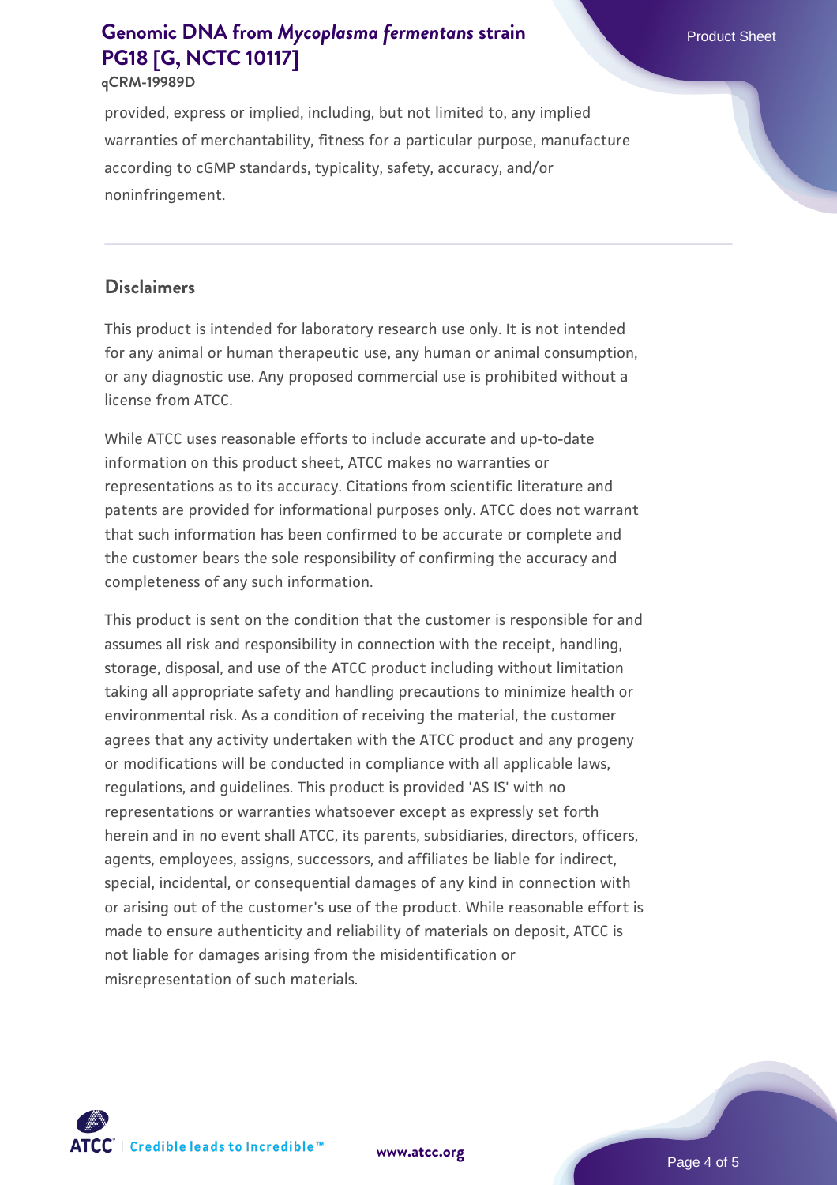provided, express or implied, including, but not limited to, any implied warranties of merchantability, fitness for a particular purpose, manufacture according to cGMP standards, typicality, safety, accuracy, and/or noninfringement.

## Disclaimers

This product is intended for laboratory research use only. It is not intended for any animal or human therapeutic use, any human or animal consumption, or any diagnostic use. Any proposed commercial use is prohibited without a license from ATCC.

While ATCC uses reasonable efforts to include accurate and up-to-date information on this product sheet, ATCC makes no warranties or representations as to its accuracy. Citations from scientific literature and patents are provided for informational purposes only. ATCC does not warrant that such information has been confirmed to be accurate or complete and the customer bears the sole responsibility of confirming the accuracy and completeness of any such information.

This product is sent on the condition that the customer is responsible for and assumes all risk and responsibility in connection with the receipt, handling, storage, disposal, and use of the ATCC product including without limitation taking all appropriate safety and handling precautions to minimize health or environmental risk. As a condition of receiving the material, the customer agrees that any activity undertaken with the ATCC product and any progeny or modifications will be conducted in compliance with all applicable laws, regulations, and guidelines. This product is provided 'AS IS' with no representations or warranties whatsoever except as expressly set forth herein and in no event shall ATCC, its parents, subsidiaries, directors, officers, agents, employees, assigns, successors, and affiliates be liable for indirect, special, incidental, or consequential damages of any kind in connection with or arising out of the customer's use of the product. While reasonable effort is made to ensure authenticity and reliability of materials on deposit, ATCC is not liable for damages arising from the misidentification or misrepresentation of such materials.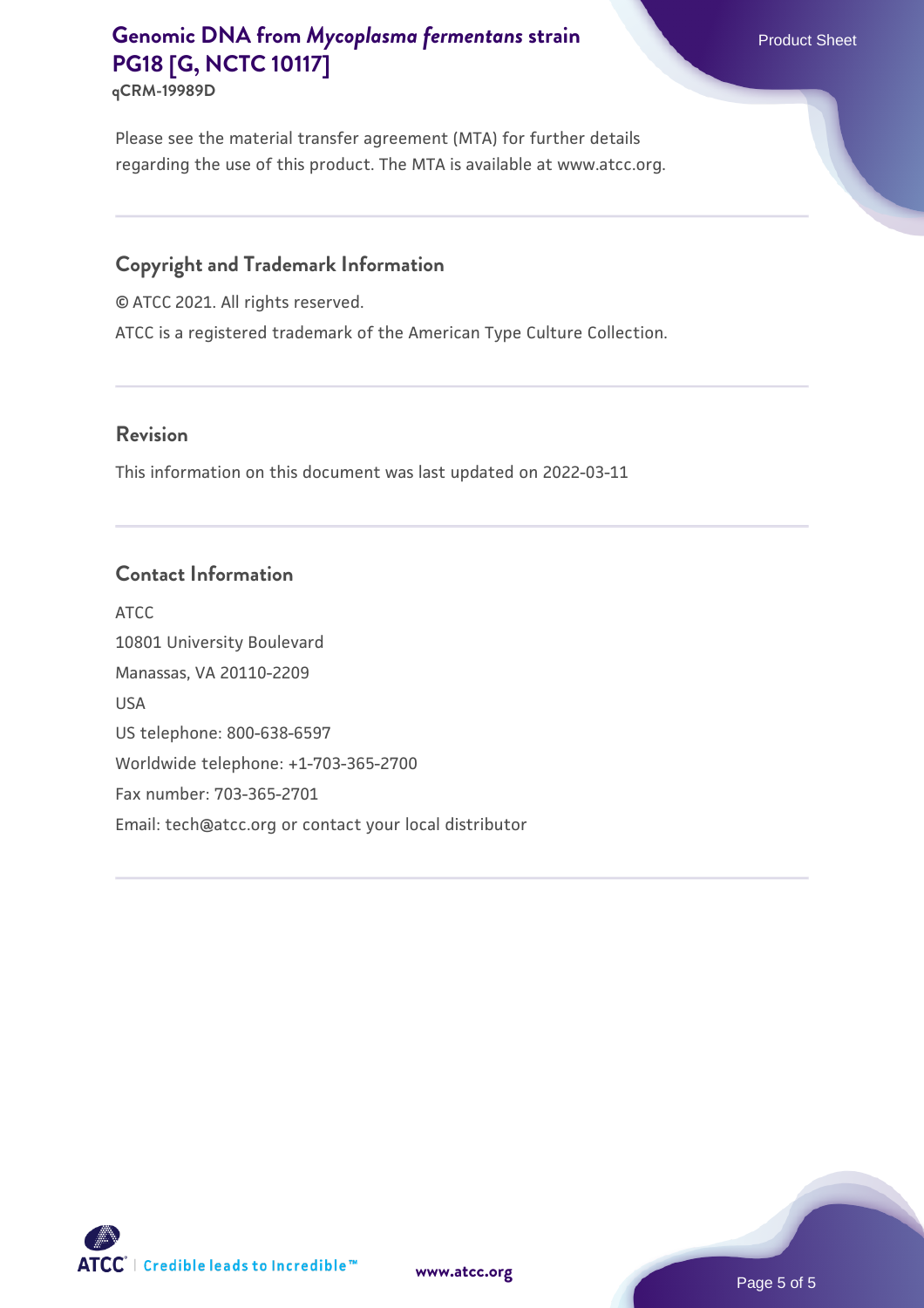Please see the material transfer agreement (MTA) for further details regarding the use of this product. The MTA is available at www.atcc.org.

## Copyright and Trademark Information

© ATCC 2021. All rights reserved.

ATCC is a registered trademark of the American Type Culture Collection.

## Revision

This information on this document was last updated on 2022-03-11

## Contact Information

ATCC
10801 University Boulevard
Manassas, VA 20110-2209
USA
US telephone: 800-638-6597
Worldwide telephone: +1-703-365-2700
Fax number: 703-365-2701
Email: tech@atcc.org or contact your local distributor